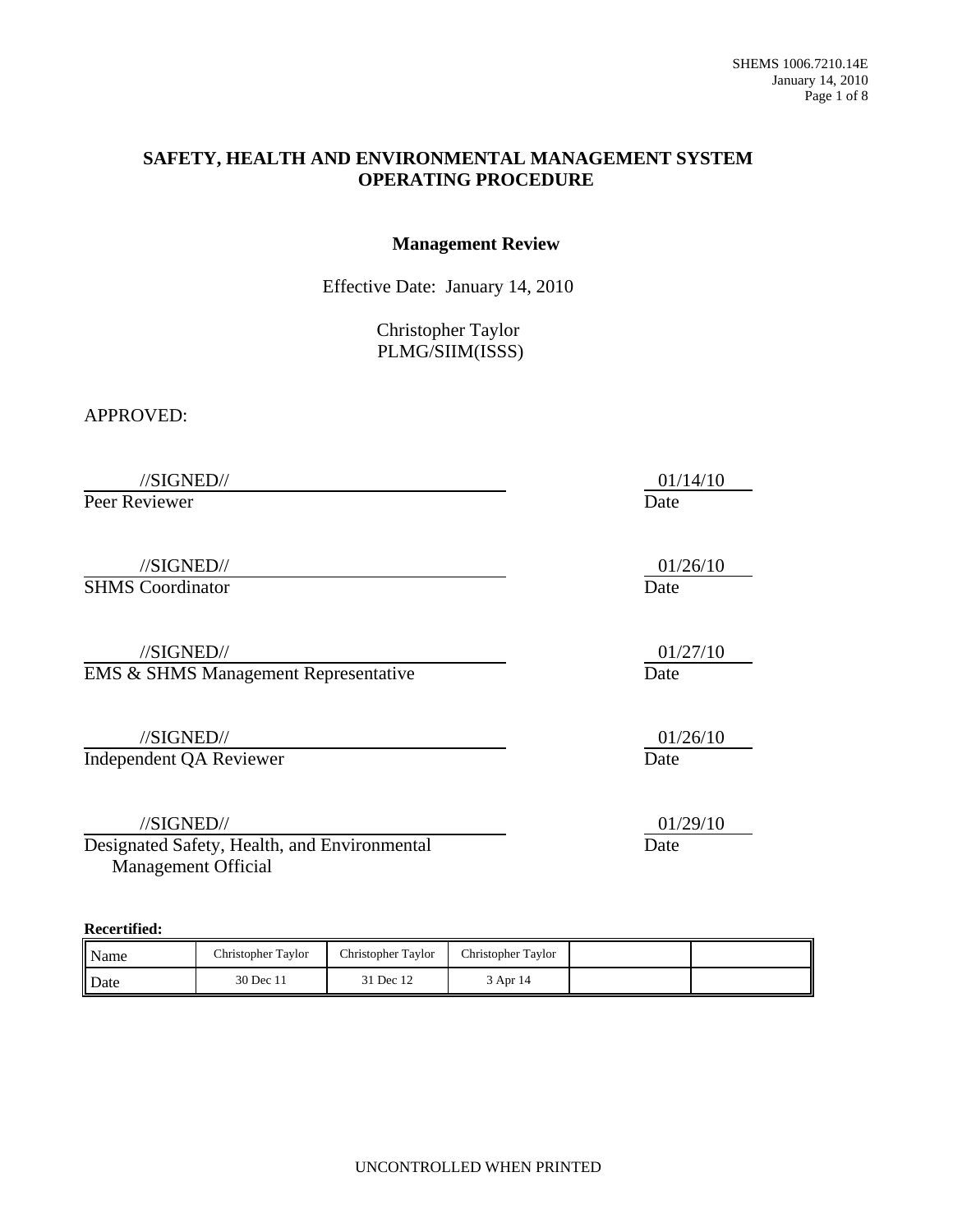# SAFETY, HEALTH AND ENVIRONMENTAL MANAGEMENT SYSTEM OPERATING PROCEDURE

## Management Review

Effective Date: January 14, 2010

Christopher Taylor
PLMG/SIIM(ISSS)

APPROVED:

| | |
|---|---|
| //SIGNED// | 01/14/10 |
| Peer Reviewer | Date |
| //SIGNED// | 01/26/10 |
| SHMS Coordinator | Date |
| //SIGNED// | 01/27/10 |
| EMS & SHMS Management Representative | Date |
| //SIGNED// | 01/26/10 |
| Independent QA Reviewer | Date |
| //SIGNED// | 01/29/10 |
| Designated Safety, Health, and Environmental Management Official | Date |

**Recertified:**

| Name | Christopher Taylor | Christopher Taylor | Christopher Taylor | | |
|---|---|---|---|---|---|
| Date | 30 Dec 11 | 31 Dec 12 | 3 Apr 14 | | |

UNCONTROLLED WHEN PRINTED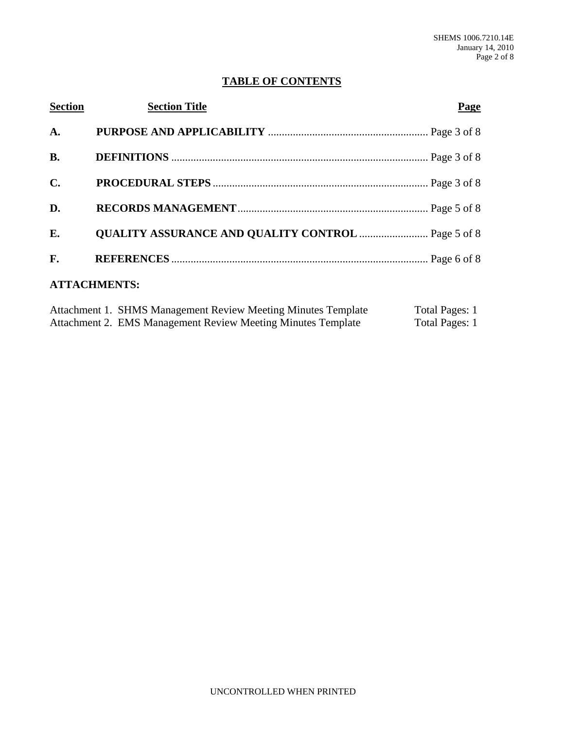## TABLE OF CONTENTS

| Section | Section Title | Page |
|---|---|---|
| A. | PURPOSE AND APPLICABILITY | Page 3 of 8 |
| B. | DEFINITIONS | Page 3 of 8 |
| C. | PROCEDURAL STEPS | Page 3 of 8 |
| D. | RECORDS MANAGEMENT | Page 5 of 8 |
| E. | QUALITY ASSURANCE AND QUALITY CONTROL | Page 5 of 8 |
| F. | REFERENCES | Page 6 of 8 |

**ATTACHMENTS:**

| Attachment | Total Pages |
|---|---|
| Attachment 1. SHMS Management Review Meeting Minutes Template | Total Pages: 1 |
| Attachment 2. EMS Management Review Meeting Minutes Template | Total Pages: 1 |

UNCONTROLLED WHEN PRINTED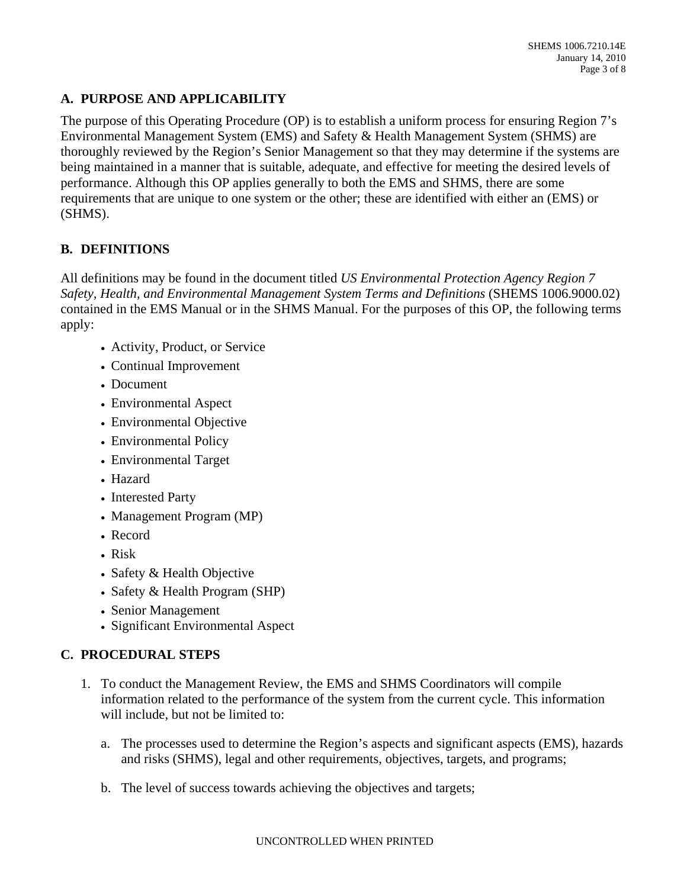## A. PURPOSE AND APPLICABILITY

The purpose of this Operating Procedure (OP) is to establish a uniform process for ensuring Region 7's Environmental Management System (EMS) and Safety & Health Management System (SHMS) are thoroughly reviewed by the Region's Senior Management so that they may determine if the systems are being maintained in a manner that is suitable, adequate, and effective for meeting the desired levels of performance. Although this OP applies generally to both the EMS and SHMS, there are some requirements that are unique to one system or the other; these are identified with either an (EMS) or (SHMS).

## B. DEFINITIONS

All definitions may be found in the document titled *US Environmental Protection Agency Region 7 Safety, Health, and Environmental Management System Terms and Definitions* (SHEMS 1006.9000.02) contained in the EMS Manual or in the SHMS Manual. For the purposes of this OP, the following terms apply:

- Activity, Product, or Service
- Continual Improvement
- Document
- Environmental Aspect
- Environmental Objective
- Environmental Policy
- Environmental Target
- Hazard
- Interested Party
- Management Program (MP)
- Record
- Risk
- Safety & Health Objective
- Safety & Health Program (SHP)
- Senior Management
- Significant Environmental Aspect

## C. PROCEDURAL STEPS

1. To conduct the Management Review, the EMS and SHMS Coordinators will compile information related to the performance of the system from the current cycle. This information will include, but not be limited to:

   a. The processes used to determine the Region's aspects and significant aspects (EMS), hazards and risks (SHMS), legal and other requirements, objectives, targets, and programs;

   b. The level of success towards achieving the objectives and targets;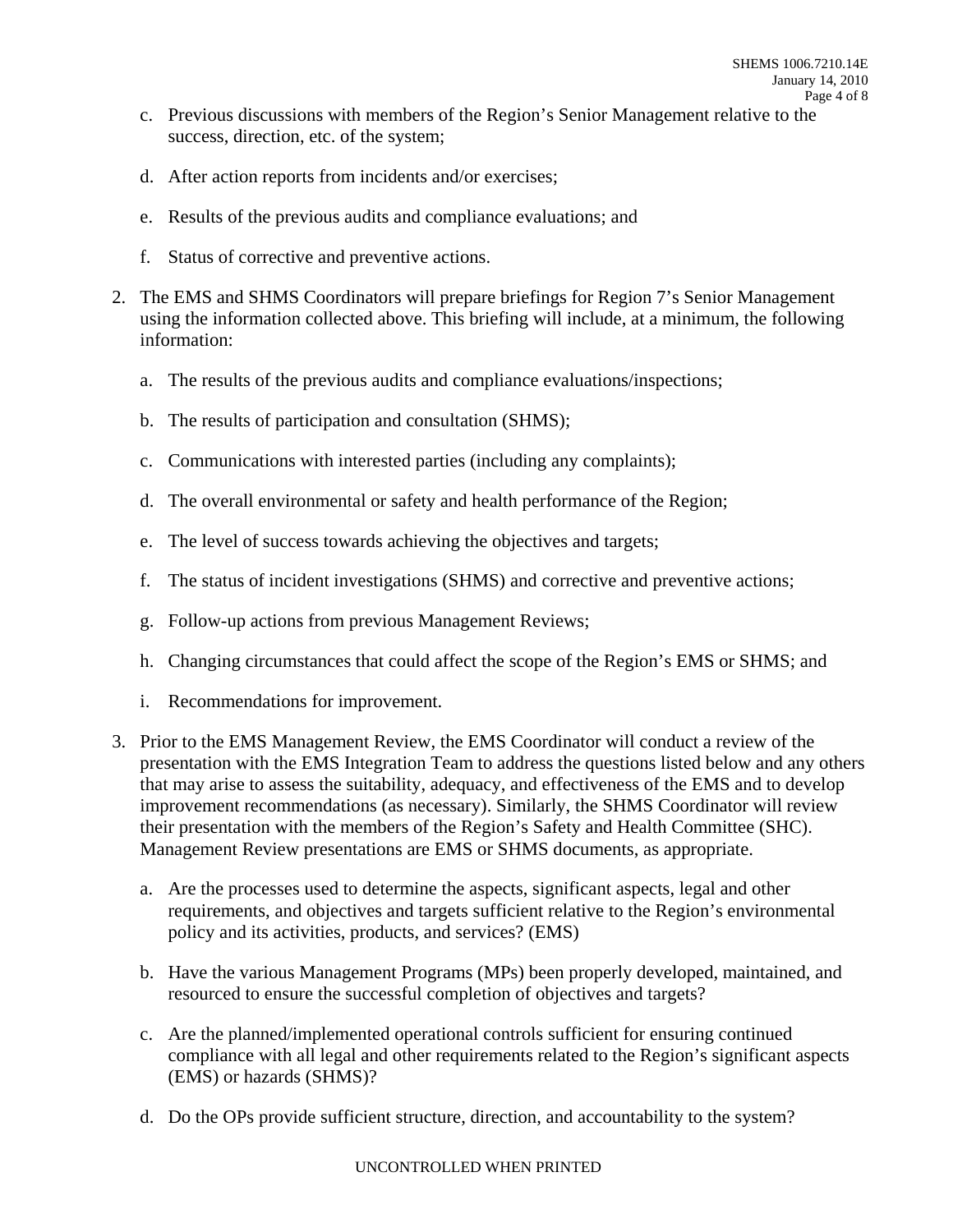c. Previous discussions with members of the Region's Senior Management relative to the success, direction, etc. of the system;

   d. After action reports from incidents and/or exercises;

   e. Results of the previous audits and compliance evaluations; and

   f. Status of corrective and preventive actions.

2. The EMS and SHMS Coordinators will prepare briefings for Region 7's Senior Management using the information collected above. This briefing will include, at a minimum, the following information:

   a. The results of the previous audits and compliance evaluations/inspections;

   b. The results of participation and consultation (SHMS);

   c. Communications with interested parties (including any complaints);

   d. The overall environmental or safety and health performance of the Region;

   e. The level of success towards achieving the objectives and targets;

   f. The status of incident investigations (SHMS) and corrective and preventive actions;

   g. Follow-up actions from previous Management Reviews;

   h. Changing circumstances that could affect the scope of the Region's EMS or SHMS; and

   i. Recommendations for improvement.

3. Prior to the EMS Management Review, the EMS Coordinator will conduct a review of the presentation with the EMS Integration Team to address the questions listed below and any others that may arise to assess the suitability, adequacy, and effectiveness of the EMS and to develop improvement recommendations (as necessary). Similarly, the SHMS Coordinator will review their presentation with the members of the Region's Safety and Health Committee (SHC). Management Review presentations are EMS or SHMS documents, as appropriate.

   a. Are the processes used to determine the aspects, significant aspects, legal and other requirements, and objectives and targets sufficient relative to the Region's environmental policy and its activities, products, and services? (EMS)

   b. Have the various Management Programs (MPs) been properly developed, maintained, and resourced to ensure the successful completion of objectives and targets?

   c. Are the planned/implemented operational controls sufficient for ensuring continued compliance with all legal and other requirements related to the Region's significant aspects (EMS) or hazards (SHMS)?

   d. Do the OPs provide sufficient structure, direction, and accountability to the system?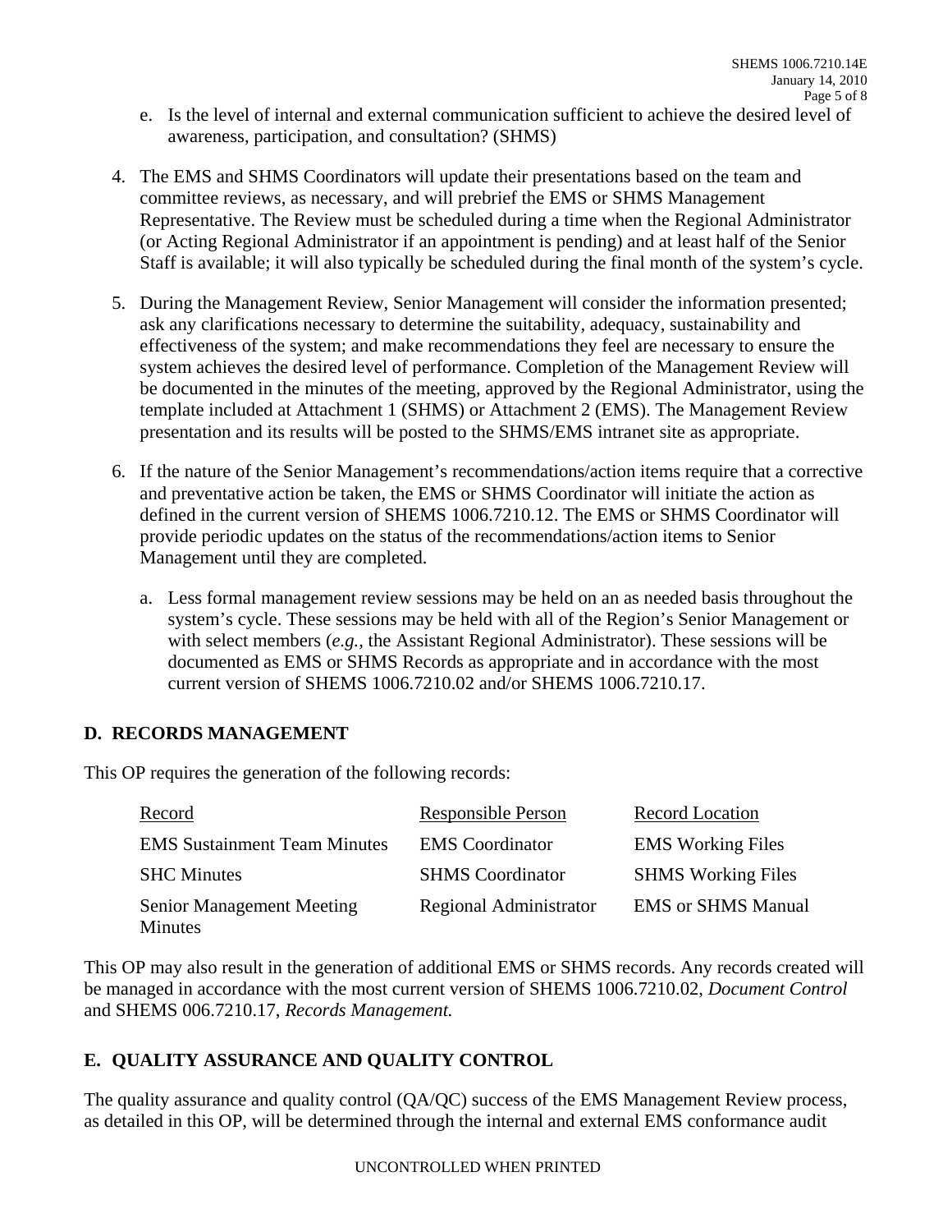e. Is the level of internal and external communication sufficient to achieve the desired level of awareness, participation, and consultation? (SHMS)

4. The EMS and SHMS Coordinators will update their presentations based on the team and committee reviews, as necessary, and will prebrief the EMS or SHMS Management Representative. The Review must be scheduled during a time when the Regional Administrator (or Acting Regional Administrator if an appointment is pending) and at least half of the Senior Staff is available; it will also typically be scheduled during the final month of the system's cycle.

5. During the Management Review, Senior Management will consider the information presented; ask any clarifications necessary to determine the suitability, adequacy, sustainability and effectiveness of the system; and make recommendations they feel are necessary to ensure the system achieves the desired level of performance. Completion of the Management Review will be documented in the minutes of the meeting, approved by the Regional Administrator, using the template included at Attachment 1 (SHMS) or Attachment 2 (EMS). The Management Review presentation and its results will be posted to the SHMS/EMS intranet site as appropriate.

6. If the nature of the Senior Management's recommendations/action items require that a corrective and preventative action be taken, the EMS or SHMS Coordinator will initiate the action as defined in the current version of SHEMS 1006.7210.12. The EMS or SHMS Coordinator will provide periodic updates on the status of the recommendations/action items to Senior Management until they are completed.

   a. Less formal management review sessions may be held on an as needed basis throughout the system's cycle. These sessions may be held with all of the Region's Senior Management or with select members (*e.g.,* the Assistant Regional Administrator). These sessions will be documented as EMS or SHMS Records as appropriate and in accordance with the most current version of SHEMS 1006.7210.02 and/or SHEMS 1006.7210.17.

## D. RECORDS MANAGEMENT

This OP requires the generation of the following records:

| Record | Responsible Person | Record Location |
|---|---|---|
| EMS Sustainment Team Minutes | EMS Coordinator | EMS Working Files |
| SHC Minutes | SHMS Coordinator | SHMS Working Files |
| Senior Management Meeting Minutes | Regional Administrator | EMS or SHMS Manual |

This OP may also result in the generation of additional EMS or SHMS records. Any records created will be managed in accordance with the most current version of SHEMS 1006.7210.02, *Document Control* and SHEMS 006.7210.17, *Records Management.*

## E. QUALITY ASSURANCE AND QUALITY CONTROL

The quality assurance and quality control (QA/QC) success of the EMS Management Review process, as detailed in this OP, will be determined through the internal and external EMS conformance audit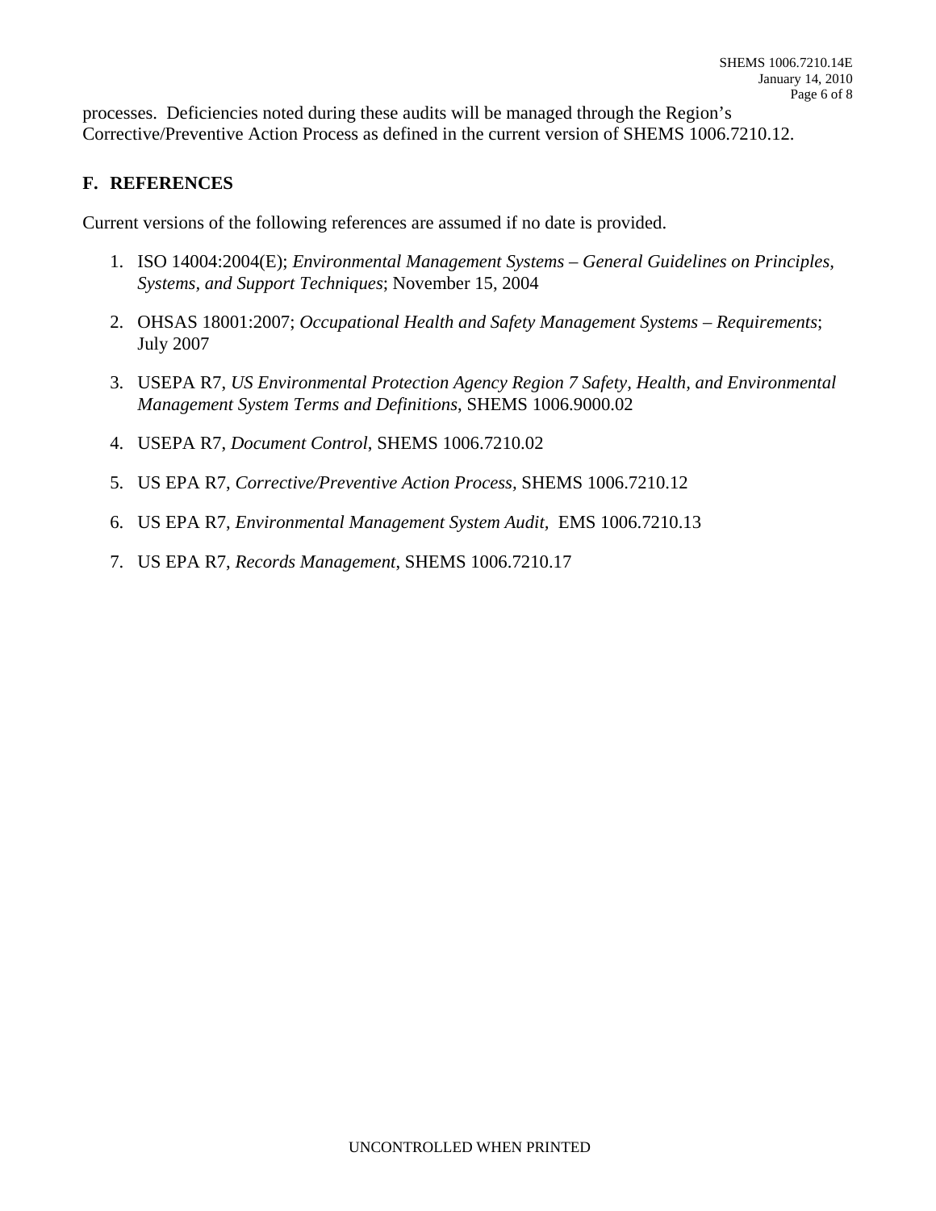processes. Deficiencies noted during these audits will be managed through the Region's Corrective/Preventive Action Process as defined in the current version of SHEMS 1006.7210.12.

## F. REFERENCES

Current versions of the following references are assumed if no date is provided.

1. ISO 14004:2004(E); *Environmental Management Systems – General Guidelines on Principles, Systems, and Support Techniques*; November 15, 2004

2. OHSAS 18001:2007; *Occupational Health and Safety Management Systems – Requirements*; July 2007

3. USEPA R7, *US Environmental Protection Agency Region 7 Safety, Health, and Environmental Management System Terms and Definitions*, SHEMS 1006.9000.02

4. USEPA R7, *Document Control*, SHEMS 1006.7210.02

5. US EPA R7, *Corrective/Preventive Action Process,* SHEMS 1006.7210.12

6. US EPA R7, *Environmental Management System Audit,* EMS 1006.7210.13

7. US EPA R7, *Records Management*, SHEMS 1006.7210.17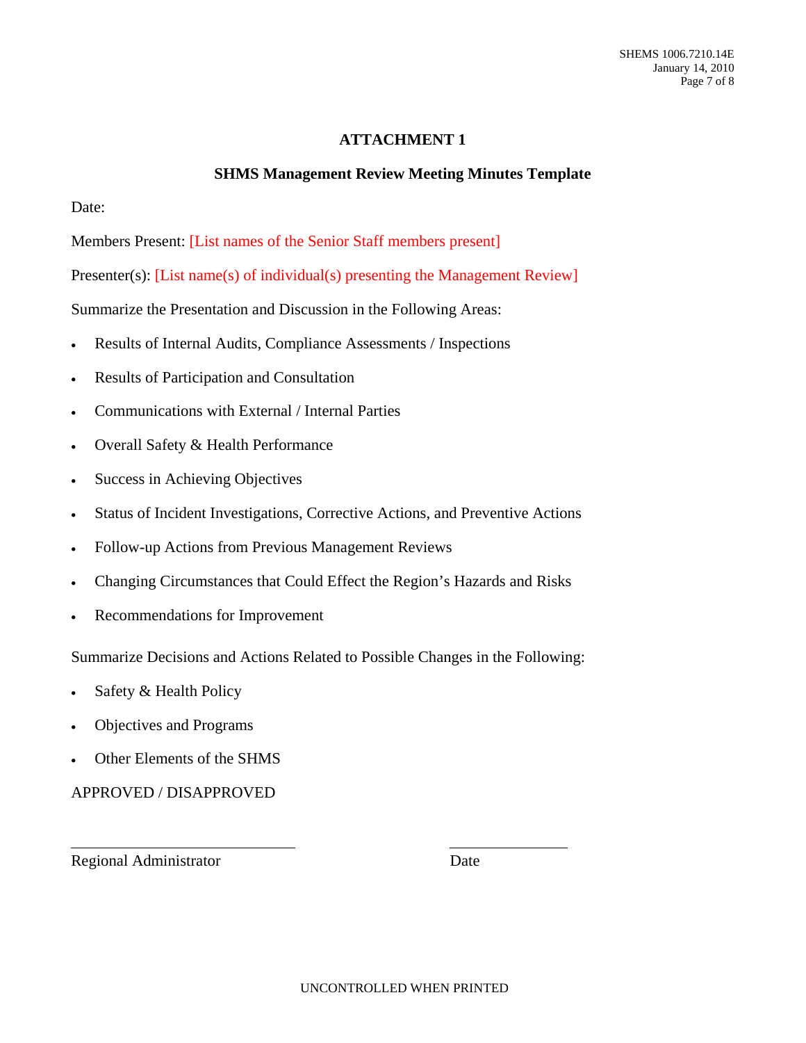## ATTACHMENT 1

### SHMS Management Review Meeting Minutes Template

Date:

Members Present: [List names of the Senior Staff members present]

Presenter(s): [List name(s) of individual(s) presenting the Management Review]

Summarize the Presentation and Discussion in the Following Areas:

- Results of Internal Audits, Compliance Assessments / Inspections
- Results of Participation and Consultation
- Communications with External / Internal Parties
- Overall Safety & Health Performance
- Success in Achieving Objectives
- Status of Incident Investigations, Corrective Actions, and Preventive Actions
- Follow-up Actions from Previous Management Reviews
- Changing Circumstances that Could Effect the Region's Hazards and Risks
- Recommendations for Improvement

Summarize Decisions and Actions Related to Possible Changes in the Following:

- Safety & Health Policy
- Objectives and Programs
- Other Elements of the SHMS

APPROVED / DISAPPROVED

\_\_\_\_\_\_\_\_\_\_\_\_\_\_\_\_\_\_\_\_\_\_\_\_\_\_\_\_\_\_ \_\_\_\_\_\_\_\_\_\_\_\_\_\_\_\_

Regional Administrator Date

UNCONTROLLED WHEN PRINTED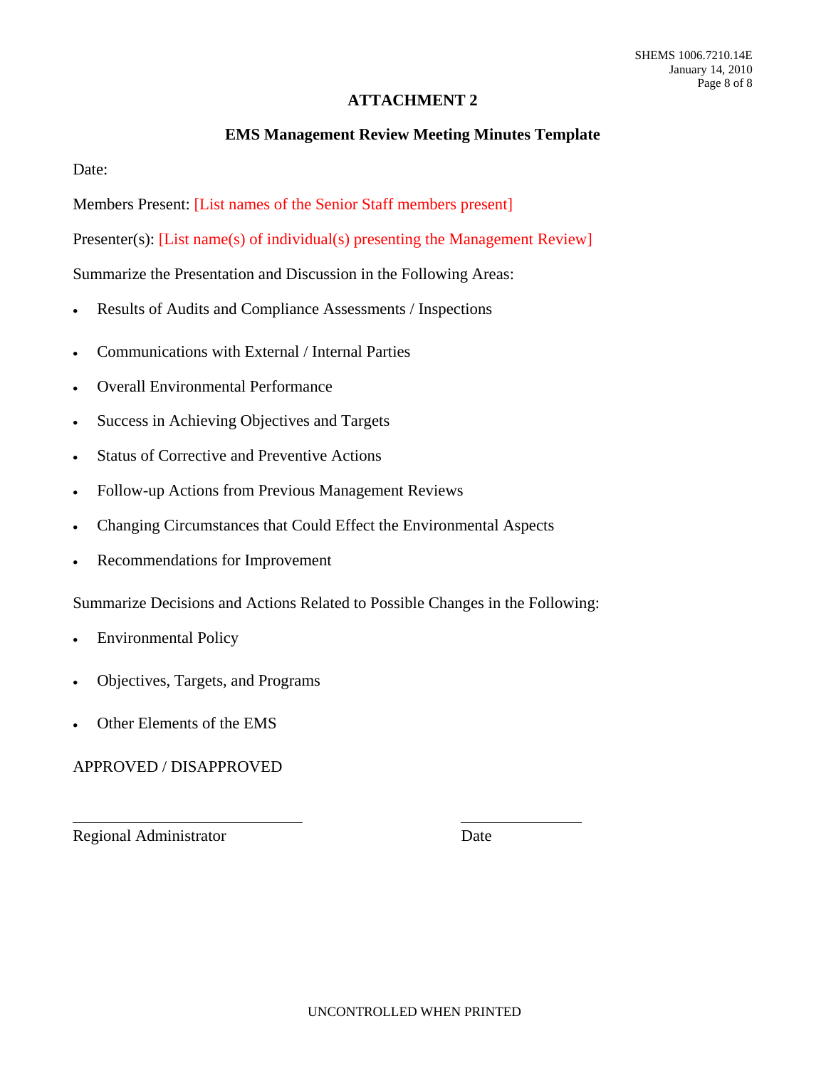# ATTACHMENT 2

## EMS Management Review Meeting Minutes Template

Date:

Members Present: [List names of the Senior Staff members present]

Presenter(s): [List name(s) of individual(s) presenting the Management Review]

Summarize the Presentation and Discussion in the Following Areas:

- Results of Audits and Compliance Assessments / Inspections
- Communications with External / Internal Parties
- Overall Environmental Performance
- Success in Achieving Objectives and Targets
- Status of Corrective and Preventive Actions
- Follow-up Actions from Previous Management Reviews
- Changing Circumstances that Could Effect the Environmental Aspects
- Recommendations for Improvement

Summarize Decisions and Actions Related to Possible Changes in the Following:

- Environmental Policy
- Objectives, Targets, and Programs
- Other Elements of the EMS

APPROVED / DISAPPROVED

\_\_\_\_\_\_\_\_\_\_\_\_\_\_\_\_\_\_\_\_\_\_\_\_\_\_\_\_\_\_ \_\_\_\_\_\_\_\_\_\_\_\_\_\_\_\_

Regional Administrator Date

UNCONTROLLED WHEN PRINTED